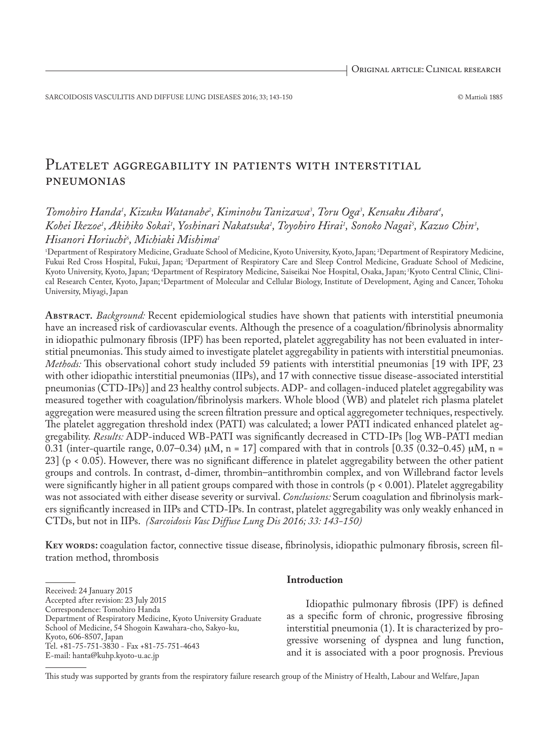Original article: Clinical research

# Platelet aggregability in patients with interstitial pneumonias

*Tomohiro Handa[1], Kizuku Watanabe[2], Kiminobu Tanizawa[3], Toru Oga[3], Kensaku Aihara[4], Kohei Ikezoe[1], Akihiko Sokai[1], Yoshinari Nakatsuka[1], Toyohiro Hirai[1], Sonoko Nagai[5], Kazuo Chin[3], Hisanori Horiuchi[6], Michiaki Mishima[1]*

[1]Department of Respiratory Medicine, Graduate School of Medicine, Kyoto University, Kyoto, Japan; [2]Department of Respiratory Medicine, Fukui Red Cross Hospital, Fukui, Japan; [3]Department of Respiratory Care and Sleep Control Medicine, Graduate School of Medicine, Kyoto University, Kyoto, Japan; [4]Department of Respiratory Medicine, Saiseikai Noe Hospital, Osaka, Japan; [5]Kyoto Central Clinic, Clinical Research Center, Kyoto, Japan; [6]Department of Molecular and Cellular Biology, Institute of Development, Aging and Cancer, Tohoku University, Miyagi, Japan

**Abstract.** *Background:* Recent epidemiological studies have shown that patients with interstitial pneumonia have an increased risk of cardiovascular events. Although the presence of a coagulation/fibrinolysis abnormality in idiopathic pulmonary fibrosis (IPF) has been reported, platelet aggregability has not been evaluated in interstitial pneumonias. This study aimed to investigate platelet aggregability in patients with interstitial pneumonias. *Methods:* This observational cohort study included 59 patients with interstitial pneumonias [19 with IPF, 23 with other idiopathic interstitial pneumonias (IIPs), and 17 with connective tissue disease-associated interstitial pneumonias (CTD-IPs)] and 23 healthy control subjects. ADP- and collagen-induced platelet aggregability was measured together with coagulation/fibrinolysis markers. Whole blood (WB) and platelet rich plasma platelet aggregation were measured using the screen filtration pressure and optical aggregometer techniques, respectively. The platelet aggregation threshold index (PATI) was calculated; a lower PATI indicated enhanced platelet aggregability. *Results:* ADP-induced WB-PATI was significantly decreased in CTD-IPs [log WB-PATI median 0.31 (inter-quartile range, 0.07–0.34) μM, n = 17] compared with that in controls [0.35 (0.32–0.45) μM, n = 23] ($p < 0.05$). However, there was no significant difference in platelet aggregability between the other patient groups and controls. In contrast, d-dimer, thrombin–antithrombin complex, and von Willebrand factor levels were significantly higher in all patient groups compared with those in controls ($p < 0.001$). Platelet aggregability was not associated with either disease severity or survival. *Conclusions:* Serum coagulation and fibrinolysis markers significantly increased in IIPs and CTD-IPs. In contrast, platelet aggregability was only weakly enhanced in CTDs, but not in IIPs. *(Sarcoidosis Vasc Diffuse Lung Dis 2016; 33: 143-150)*

**Key words:** coagulation factor, connective tissue disease, fibrinolysis, idiopathic pulmonary fibrosis, screen filtration method, thrombosis

Received: 24 January 2015
Accepted after revision: 23 July 2015
Correspondence: Tomohiro Handa
Department of Respiratory Medicine, Kyoto University Graduate School of Medicine, 54 Shogoin Kawahara-cho, Sakyo-ku, Kyoto, 606-8507, Japan
Tel. +81-75-751-3830 - Fax +81-75-751-4643
E-mail: hanta@kuhp.kyoto-u.ac.jp

## Introduction

Idiopathic pulmonary fibrosis (IPF) is defined as a specific form of chronic, progressive fibrosing interstitial pneumonia (1). It is characterized by progressive worsening of dyspnea and lung function, and it is associated with a poor prognosis. Previous

This study was supported by grants from the respiratory failure research group of the Ministry of Health, Labour and Welfare, Japan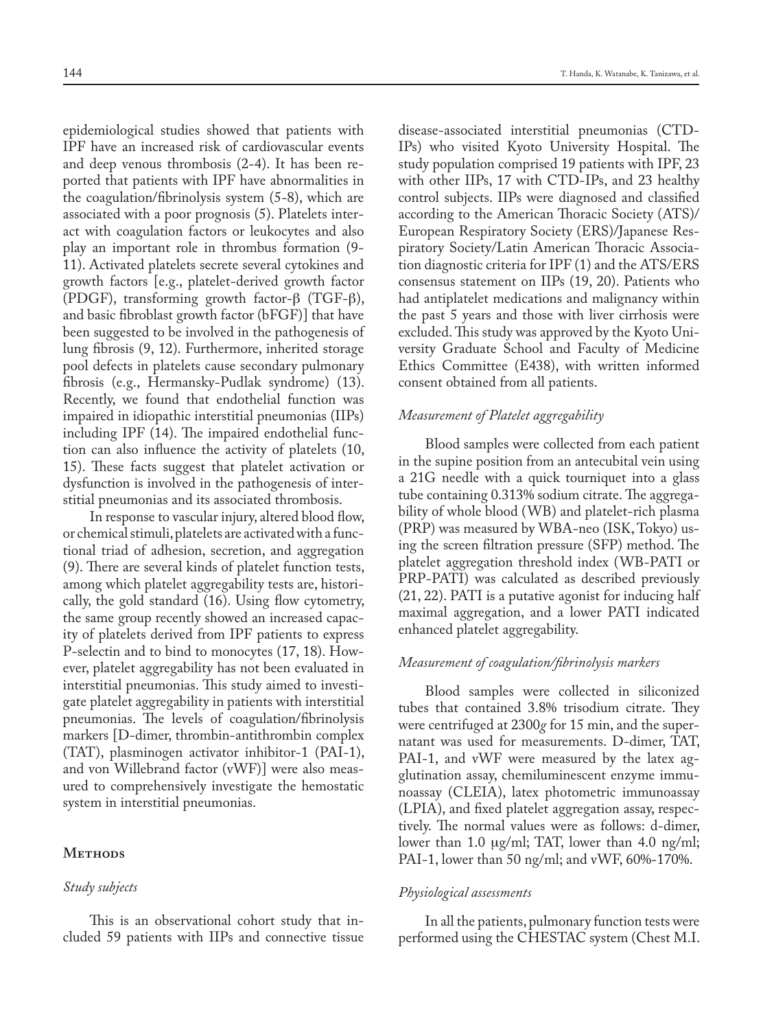epidemiological studies showed that patients with IPF have an increased risk of cardiovascular events and deep venous thrombosis (2-4). It has been reported that patients with IPF have abnormalities in the coagulation/fibrinolysis system (5-8), which are associated with a poor prognosis (5). Platelets interact with coagulation factors or leukocytes and also play an important role in thrombus formation (9-11). Activated platelets secrete several cytokines and growth factors [e.g., platelet-derived growth factor (PDGF), transforming growth factor-β (TGF-β), and basic fibroblast growth factor (bFGF)] that have been suggested to be involved in the pathogenesis of lung fibrosis (9, 12). Furthermore, inherited storage pool defects in platelets cause secondary pulmonary fibrosis (e.g., Hermansky-Pudlak syndrome) (13). Recently, we found that endothelial function was impaired in idiopathic interstitial pneumonias (IIPs) including IPF (14). The impaired endothelial function can also influence the activity of platelets (10, 15). These facts suggest that platelet activation or dysfunction is involved in the pathogenesis of interstitial pneumonias and its associated thrombosis.

In response to vascular injury, altered blood flow, or chemical stimuli, platelets are activated with a functional triad of adhesion, secretion, and aggregation (9). There are several kinds of platelet function tests, among which platelet aggregability tests are, historically, the gold standard (16). Using flow cytometry, the same group recently showed an increased capacity of platelets derived from IPF patients to express P-selectin and to bind to monocytes (17, 18). However, platelet aggregability has not been evaluated in interstitial pneumonias. This study aimed to investigate platelet aggregability in patients with interstitial pneumonias. The levels of coagulation/fibrinolysis markers [D-dimer, thrombin-antithrombin complex (TAT), plasminogen activator inhibitor-1 (PAI-1), and von Willebrand factor (vWF)] were also measured to comprehensively investigate the hemostatic system in interstitial pneumonias.

## Methods

### *Study subjects*

This is an observational cohort study that included 59 patients with IIPs and connective tissue disease-associated interstitial pneumonias (CTD-IPs) who visited Kyoto University Hospital. The study population comprised 19 patients with IPF, 23 with other IIPs, 17 with CTD-IPs, and 23 healthy control subjects. IIPs were diagnosed and classified according to the American Thoracic Society (ATS)/European Respiratory Society (ERS)/Japanese Respiratory Society/Latin American Thoracic Association diagnostic criteria for IPF (1) and the ATS/ERS consensus statement on IIPs (19, 20). Patients who had antiplatelet medications and malignancy within the past 5 years and those with liver cirrhosis were excluded. This study was approved by the Kyoto University Graduate School and Faculty of Medicine Ethics Committee (E438), with written informed consent obtained from all patients.

### *Measurement of Platelet aggregability*

Blood samples were collected from each patient in the supine position from an antecubital vein using a 21G needle with a quick tourniquet into a glass tube containing 0.313% sodium citrate. The aggregability of whole blood (WB) and platelet-rich plasma (PRP) was measured by WBA-neo (ISK, Tokyo) using the screen filtration pressure (SFP) method. The platelet aggregation threshold index (WB-PATI or PRP-PATI) was calculated as described previously (21, 22). PATI is a putative agonist for inducing half maximal aggregation, and a lower PATI indicated enhanced platelet aggregability.

### *Measurement of coagulation/fibrinolysis markers*

Blood samples were collected in siliconized tubes that contained 3.8% trisodium citrate. They were centrifuged at 2300*g* for 15 min, and the supernatant was used for measurements. D-dimer, TAT, PAI-1, and vWF were measured by the latex agglutination assay, chemiluminescent enzyme immunoassay (CLEIA), latex photometric immunoassay (LPIA), and fixed platelet aggregation assay, respectively. The normal values were as follows: d-dimer, lower than 1.0 μg/ml; TAT, lower than 4.0 ng/ml; PAI-1, lower than 50 ng/ml; and vWF, 60%-170%.

### *Physiological assessments*

In all the patients, pulmonary function tests were performed using the CHESTAC system (Chest M.I.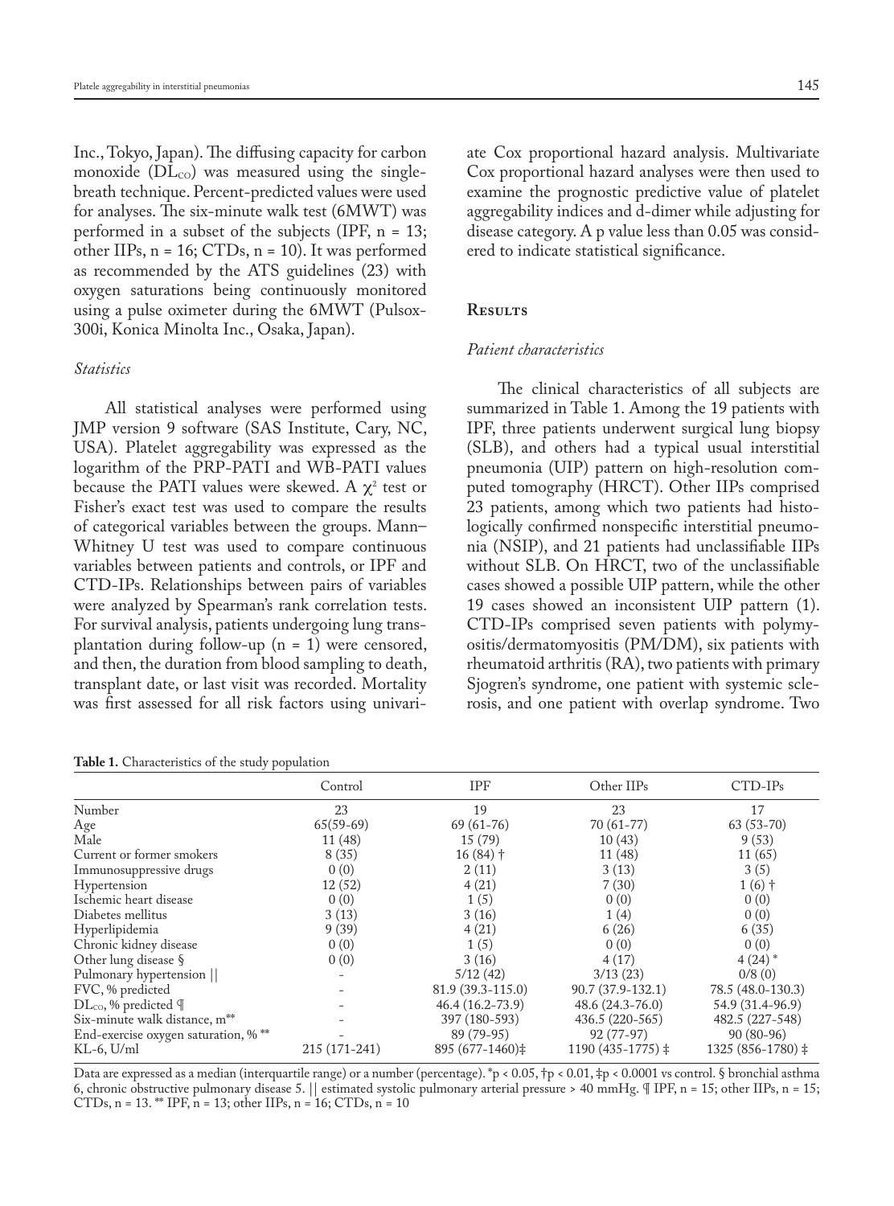Inc., Tokyo, Japan). The diffusing capacity for carbon monoxide ($DL_{CO}$) was measured using the single-breath technique. Percent-predicted values were used for analyses. The six-minute walk test (6MWT) was performed in a subset of the subjects (IPF, n = 13; other IIPs, n = 16; CTDs, n = 10). It was performed as recommended by the ATS guidelines (23) with oxygen saturations being continuously monitored using a pulse oximeter during the 6MWT (Pulsox-300i, Konica Minolta Inc., Osaka, Japan).

### *Statistics*

All statistical analyses were performed using JMP version 9 software (SAS Institute, Cary, NC, USA). Platelet aggregability was expressed as the logarithm of the PRP-PATI and WB-PATI values because the PATI values were skewed. A $\chi^2$ test or Fisher's exact test was used to compare the results of categorical variables between the groups. Mann–Whitney U test was used to compare continuous variables between patients and controls, or IPF and CTD-IPs. Relationships between pairs of variables were analyzed by Spearman's rank correlation tests. For survival analysis, patients undergoing lung transplantation during follow-up (n = 1) were censored, and then, the duration from blood sampling to death, transplant date, or last visit was recorded. Mortality was first assessed for all risk factors using univariate Cox proportional hazard analysis. Multivariate Cox proportional hazard analyses were then used to examine the prognostic predictive value of platelet aggregability indices and d-dimer while adjusting for disease category. A p value less than 0.05 was considered to indicate statistical significance.

## Results

### *Patient characteristics*

The clinical characteristics of all subjects are summarized in Table 1. Among the 19 patients with IPF, three patients underwent surgical lung biopsy (SLB), and others had a typical usual interstitial pneumonia (UIP) pattern on high-resolution computed tomography (HRCT). Other IIPs comprised 23 patients, among which two patients had histologically confirmed nonspecific interstitial pneumonia (NSIP), and 21 patients had unclassifiable IIPs without SLB. On HRCT, two of the unclassifiable cases showed a possible UIP pattern, while the other 19 cases showed an inconsistent UIP pattern (1). CTD-IPs comprised seven patients with polymyositis/dermatomyositis (PM/DM), six patients with rheumatoid arthritis (RA), two patients with primary Sjogren's syndrome, one patient with systemic sclerosis, and one patient with overlap syndrome. Two

**Table 1.** Characteristics of the study population

| | Control | IPF | Other IIPs | CTD-IPs |
|---|---|---|---|---|
| Number | 23 | 19 | 23 | 17 |
| Age | 65(59-69) | 69 (61-76) | 70 (61-77) | 63 (53-70) |
| Male | 11 (48) | 15 (79) | 10 (43) | 9 (53) |
| Current or former smokers | 8 (35) | 16 (84) † | 11 (48) | 11 (65) |
| Immunosuppressive drugs | 0 (0) | 2 (11) | 3 (13) | 3 (5) |
| Hypertension | 12 (52) | 4 (21) | 7 (30) | 1 (6) † |
| Ischemic heart disease | 0 (0) | 1 (5) | 0 (0) | 0 (0) |
| Diabetes mellitus | 3 (13) | 3 (16) | 1 (4) | 0 (0) |
| Hyperlipidemia | 9 (39) | 4 (21) | 6 (26) | 6 (35) |
| Chronic kidney disease | 0 (0) | 1 (5) | 0 (0) | 0 (0) |
| Other lung disease § | 0 (0) | 3 (16) | 4 (17) | 4 (24) * |
| Pulmonary hypertension \|\| | - | 5/12 (42) | 3/13 (23) | 0/8 (0) |
| FVC, % predicted | - | 81.9 (39.3-115.0) | 90.7 (37.9-132.1) | 78.5 (48.0-130.3) |
| $DL_{CO}$, % predicted ¶ | - | 46.4 (16.2-73.9) | 48.6 (24.3-76.0) | 54.9 (31.4-96.9) |
| Six-minute walk distance, m** | - | 397 (180-593) | 436.5 (220-565) | 482.5 (227-548) |
| End-exercise oxygen saturation, % ** | - | 89 (79-95) | 92 (77-97) | 90 (80-96) |
| KL-6, U/ml | 215 (171-241) | 895 (677-1460)‡ | 1190 (435-1775) ‡ | 1325 (856-1780) ‡ |

Data are expressed as a median (interquartile range) or a number (percentage). *p < 0.05, †p < 0.01, ‡p < 0.0001 vs control. § bronchial asthma 6, chronic obstructive pulmonary disease 5. || estimated systolic pulmonary arterial pressure > 40 mmHg. ¶ IPF, n = 15; other IIPs, n = 15; CTDs, n = 13. ** IPF, n = 13; other IIPs, n = 16; CTDs, n = 10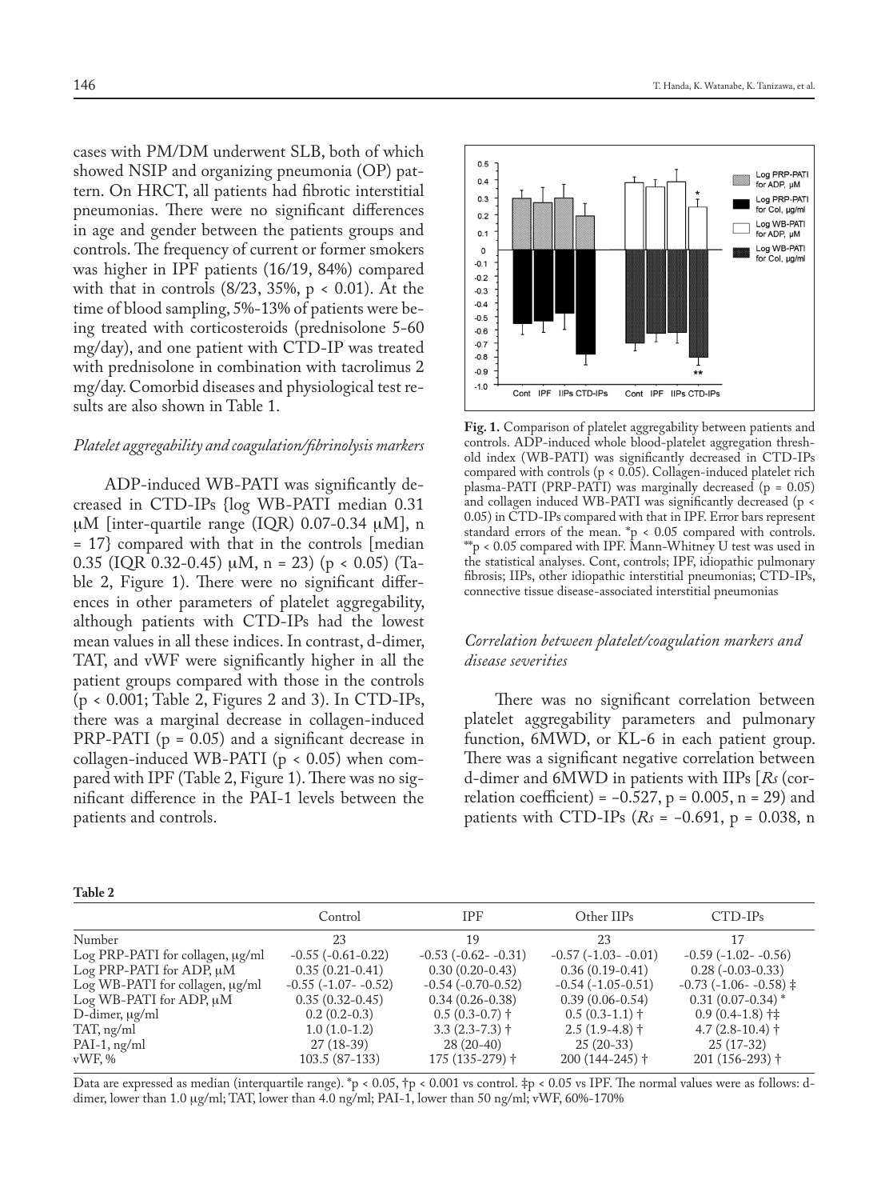cases with PM/DM underwent SLB, both of which showed NSIP and organizing pneumonia (OP) pattern. On HRCT, all patients had fibrotic interstitial pneumonias. There were no significant differences in age and gender between the patients groups and controls. The frequency of current or former smokers was higher in IPF patients (16/19, 84%) compared with that in controls (8/23, 35%, $p < 0.01$). At the time of blood sampling, 5%-13% of patients were being treated with corticosteroids (prednisolone 5-60 mg/day), and one patient with CTD-IP was treated with prednisolone in combination with tacrolimus 2 mg/day. Comorbid diseases and physiological test results are also shown in Table 1.

### *Platelet aggregability and coagulation/fibrinolysis markers*

ADP-induced WB-PATI was significantly decreased in CTD-IPs {log WB-PATI median 0.31 μM [inter-quartile range (IQR) 0.07-0.34 μM], n = 17} compared with that in the controls [median 0.35 (IQR 0.32-0.45) μM, n = 23) ($p < 0.05$) (Table 2, Figure 1). There were no significant differences in other parameters of platelet aggregability, although patients with CTD-IPs had the lowest mean values in all these indices. In contrast, d-dimer, TAT, and vWF were significantly higher in all the patient groups compared with those in the controls ($p < 0.001$; Table 2, Figures 2 and 3). In CTD-IPs, there was a marginal decrease in collagen-induced PRP-PATI ($p = 0.05$) and a significant decrease in collagen-induced WB-PATI ($p < 0.05$) when compared with IPF (Table 2, Figure 1). There was no significant difference in the PAI-1 levels between the patients and controls.

**Fig. 1.** Comparison of platelet aggregability between patients and controls. ADP-induced whole blood-platelet aggregation threshold index (WB-PATI) was significantly decreased in CTD-IPs compared with controls ($p < 0.05$). Collagen-induced platelet rich plasma-PATI (PRP-PATI) was marginally decreased ($p = 0.05$) and collagen induced WB-PATI was significantly decreased ($p < 0.05$) in CTD-IPs compared with that in IPF. Error bars represent standard errors of the mean. *p < 0.05 compared with controls. **p < 0.05 compared with IPF. Mann-Whitney U test was used in the statistical analyses. Cont, controls; IPF, idiopathic pulmonary fibrosis; IIPs, other idiopathic interstitial pneumonias; CTD-IPs, connective tissue disease-associated interstitial pneumonias

### *Correlation between platelet/coagulation markers and disease severities*

There was no significant correlation between platelet aggregability parameters and pulmonary function, 6MWD, or KL-6 in each patient group. There was a significant negative correlation between d-dimer and 6MWD in patients with IIPs [*Rs* (correlation coefficient) = –0.527, p = 0.005, n = 29) and patients with CTD-IPs (*Rs* = –0.691, p = 0.038, n

**Table 2**

| | Control | IPF | Other IIPs | CTD-IPs |
|---|---|---|---|---|
| Number | 23 | 19 | 23 | 17 |
| Log PRP-PATI for collagen, μg/ml | -0.55 (-0.61-0.22) | -0.53 (-0.62- -0.31) | -0.57 (-1.03- -0.01) | -0.59 (-1.02- -0.56) |
| Log PRP-PATI for ADP, μM | 0.35 (0.21-0.41) | 0.30 (0.20-0.43) | 0.36 (0.19-0.41) | 0.28 (-0.03-0.33) |
| Log WB-PATI for collagen, μg/ml | -0.55 (-1.07- -0.52) | -0.54 (-0.70-0.52) | -0.54 (-1.05-0.51) | -0.73 (-1.06- -0.58) ‡ |
| Log WB-PATI for ADP, μM | 0.35 (0.32-0.45) | 0.34 (0.26-0.38) | 0.39 (0.06-0.54) | 0.31 (0.07-0.34) * |
| D-dimer, μg/ml | 0.2 (0.2-0.3) | 0.5 (0.3-0.7) † | 0.5 (0.3-1.1) † | 0.9 (0.4-1.8) †‡ |
| TAT, ng/ml | 1.0 (1.0-1.2) | 3.3 (2.3-7.3) † | 2.5 (1.9-4.8) † | 4.7 (2.8-10.4) † |
| PAI-1, ng/ml | 27 (18-39) | 28 (20-40) | 25 (20-33) | 25 (17-32) |
| vWF, % | 103.5 (87-133) | 175 (135-279) † | 200 (144-245) † | 201 (156-293) † |

Data are expressed as median (interquartile range). *p < 0.05, †p < 0.001 vs control. ‡p < 0.05 vs IPF. The normal values were as follows: d-dimer, lower than 1.0 μg/ml; TAT, lower than 4.0 ng/ml; PAI-1, lower than 50 ng/ml; vWF, 60%-170%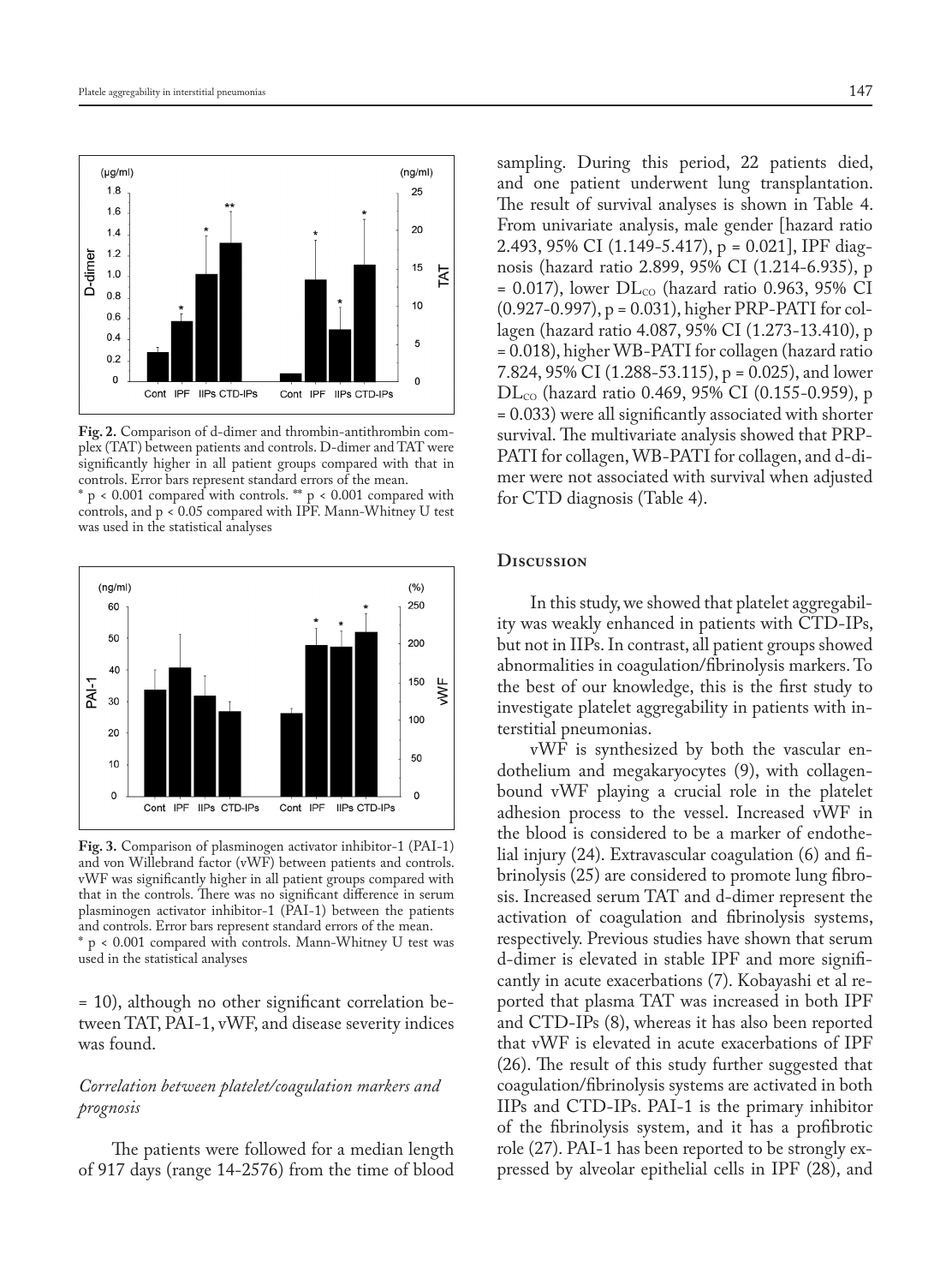**Fig. 2.** Comparison of d-dimer and thrombin-antithrombin complex (TAT) between patients and controls. D-dimer and TAT were significantly higher in all patient groups compared with that in controls. Error bars represent standard errors of the mean.
* $p < 0.001$ compared with controls. ** $p < 0.001$ compared with controls, and $p < 0.05$ compared with IPF. Mann-Whitney U test was used in the statistical analyses

**Fig. 3.** Comparison of plasminogen activator inhibitor-1 (PAI-1) and von Willebrand factor (vWF) between patients and controls. vWF was significantly higher in all patient groups compared with that in the controls. There was no significant difference in serum plasminogen activator inhibitor-1 (PAI-1) between the patients and controls. Error bars represent standard errors of the mean.
* $p < 0.001$ compared with controls. Mann-Whitney U test was used in the statistical analyses

= 10), although no other significant correlation between TAT, PAI-1, vWF, and disease severity indices was found.

### *Correlation between platelet/coagulation markers and prognosis*

The patients were followed for a median length of 917 days (range 14-2576) from the time of blood sampling. During this period, 22 patients died, and one patient underwent lung transplantation. The result of survival analyses is shown in Table 4. From univariate analysis, male gender [hazard ratio 2.493, 95% CI (1.149-5.417), p = 0.021], IPF diagnosis (hazard ratio 2.899, 95% CI (1.214-6.935), p = 0.017), lower $DL_{CO}$ (hazard ratio 0.963, 95% CI (0.927-0.997), p = 0.031), higher PRP-PATI for collagen (hazard ratio 4.087, 95% CI (1.273-13.410), p = 0.018), higher WB-PATI for collagen (hazard ratio 7.824, 95% CI (1.288-53.115), p = 0.025), and lower $DL_{CO}$ (hazard ratio 0.469, 95% CI (0.155-0.959), p = 0.033) were all significantly associated with shorter survival. The multivariate analysis showed that PRP-PATI for collagen, WB-PATI for collagen, and d-dimer were not associated with survival when adjusted for CTD diagnosis (Table 4).

## Discussion

In this study, we showed that platelet aggregability was weakly enhanced in patients with CTD-IPs, but not in IIPs. In contrast, all patient groups showed abnormalities in coagulation/fibrinolysis markers. To the best of our knowledge, this is the first study to investigate platelet aggregability in patients with interstitial pneumonias.

vWF is synthesized by both the vascular endothelium and megakaryocytes (9), with collagen-bound vWF playing a crucial role in the platelet adhesion process to the vessel. Increased vWF in the blood is considered to be a marker of endothelial injury (24). Extravascular coagulation (6) and fibrinolysis (25) are considered to promote lung fibrosis. Increased serum TAT and d-dimer represent the activation of coagulation and fibrinolysis systems, respectively. Previous studies have shown that serum d-dimer is elevated in stable IPF and more significantly in acute exacerbations (7). Kobayashi et al reported that plasma TAT was increased in both IPF and CTD-IPs (8), whereas it has also been reported that vWF is elevated in acute exacerbations of IPF (26). The result of this study further suggested that coagulation/fibrinolysis systems are activated in both IIPs and CTD-IPs. PAI-1 is the primary inhibitor of the fibrinolysis system, and it has a profibrotic role (27). PAI-1 has been reported to be strongly expressed by alveolar epithelial cells in IPF (28), and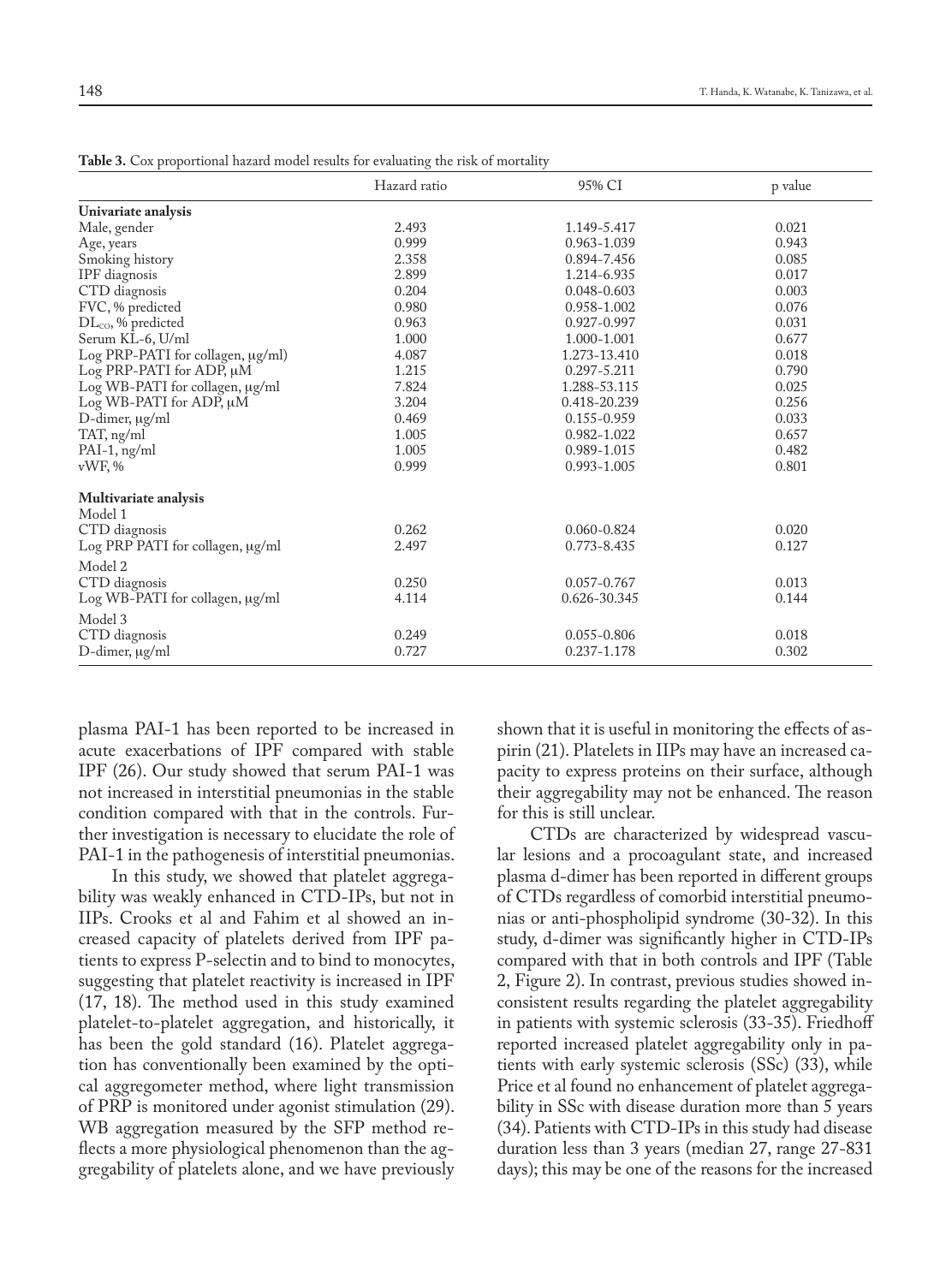**Table 3.** Cox proportional hazard model results for evaluating the risk of mortality

| | Hazard ratio | 95% CI | p value |
|---|---|---|---|
| **Univariate analysis** | | | |
| Male, gender | 2.493 | 1.149-5.417 | 0.021 |
| Age, years | 0.999 | 0.963-1.039 | 0.943 |
| Smoking history | 2.358 | 0.894-7.456 | 0.085 |
| IPF diagnosis | 2.899 | 1.214-6.935 | 0.017 |
| CTD diagnosis | 0.204 | 0.048-0.603 | 0.003 |
| FVC, % predicted | 0.980 | 0.958-1.002 | 0.076 |
| $DL_{CO}$, % predicted | 0.963 | 0.927-0.997 | 0.031 |
| Serum KL-6, U/ml | 1.000 | 1.000-1.001 | 0.677 |
| Log PRP-PATI for collagen, μg/ml) | 4.087 | 1.273-13.410 | 0.018 |
| Log PRP-PATI for ADP, μM | 1.215 | 0.297-5.211 | 0.790 |
| Log WB-PATI for collagen, μg/ml | 7.824 | 1.288-53.115 | 0.025 |
| Log WB-PATI for ADP, μM | 3.204 | 0.418-20.239 | 0.256 |
| D-dimer, μg/ml | 0.469 | 0.155-0.959 | 0.033 |
| TAT, ng/ml | 1.005 | 0.982-1.022 | 0.657 |
| PAI-1, ng/ml | 1.005 | 0.989-1.015 | 0.482 |
| vWF, % | 0.999 | 0.993-1.005 | 0.801 |
| **Multivariate analysis** | | | |
| Model 1 | | | |
| CTD diagnosis | 0.262 | 0.060-0.824 | 0.020 |
| Log PRP PATI for collagen, μg/ml | 2.497 | 0.773-8.435 | 0.127 |
| Model 2 | | | |
| CTD diagnosis | 0.250 | 0.057-0.767 | 0.013 |
| Log WB-PATI for collagen, μg/ml | 4.114 | 0.626-30.345 | 0.144 |
| Model 3 | | | |
| CTD diagnosis | 0.249 | 0.055-0.806 | 0.018 |
| D-dimer, μg/ml | 0.727 | 0.237-1.178 | 0.302 |

plasma PAI-1 has been reported to be increased in acute exacerbations of IPF compared with stable IPF (26). Our study showed that serum PAI-1 was not increased in interstitial pneumonias in the stable condition compared with that in the controls. Further investigation is necessary to elucidate the role of PAI-1 in the pathogenesis of interstitial pneumonias.

In this study, we showed that platelet aggregability was weakly enhanced in CTD-IPs, but not in IIPs. Crooks et al and Fahim et al showed an increased capacity of platelets derived from IPF patients to express P-selectin and to bind to monocytes, suggesting that platelet reactivity is increased in IPF (17, 18). The method used in this study examined platelet-to-platelet aggregation, and historically, it has been the gold standard (16). Platelet aggregation has conventionally been examined by the optical aggregometer method, where light transmission of PRP is monitored under agonist stimulation (29). WB aggregation measured by the SFP method reflects a more physiological phenomenon than the aggregability of platelets alone, and we have previously shown that it is useful in monitoring the effects of aspirin (21). Platelets in IIPs may have an increased capacity to express proteins on their surface, although their aggregability may not be enhanced. The reason for this is still unclear.

CTDs are characterized by widespread vascular lesions and a procoagulant state, and increased plasma d-dimer has been reported in different groups of CTDs regardless of comorbid interstitial pneumonias or anti-phospholipid syndrome (30-32). In this study, d-dimer was significantly higher in CTD-IPs compared with that in both controls and IPF (Table 2, Figure 2). In contrast, previous studies showed inconsistent results regarding the platelet aggregability in patients with systemic sclerosis (33-35). Friedhoff reported increased platelet aggregability only in patients with early systemic sclerosis (SSc) (33), while Price et al found no enhancement of platelet aggregability in SSc with disease duration more than 5 years (34). Patients with CTD-IPs in this study had disease duration less than 3 years (median 27, range 27-831 days); this may be one of the reasons for the increased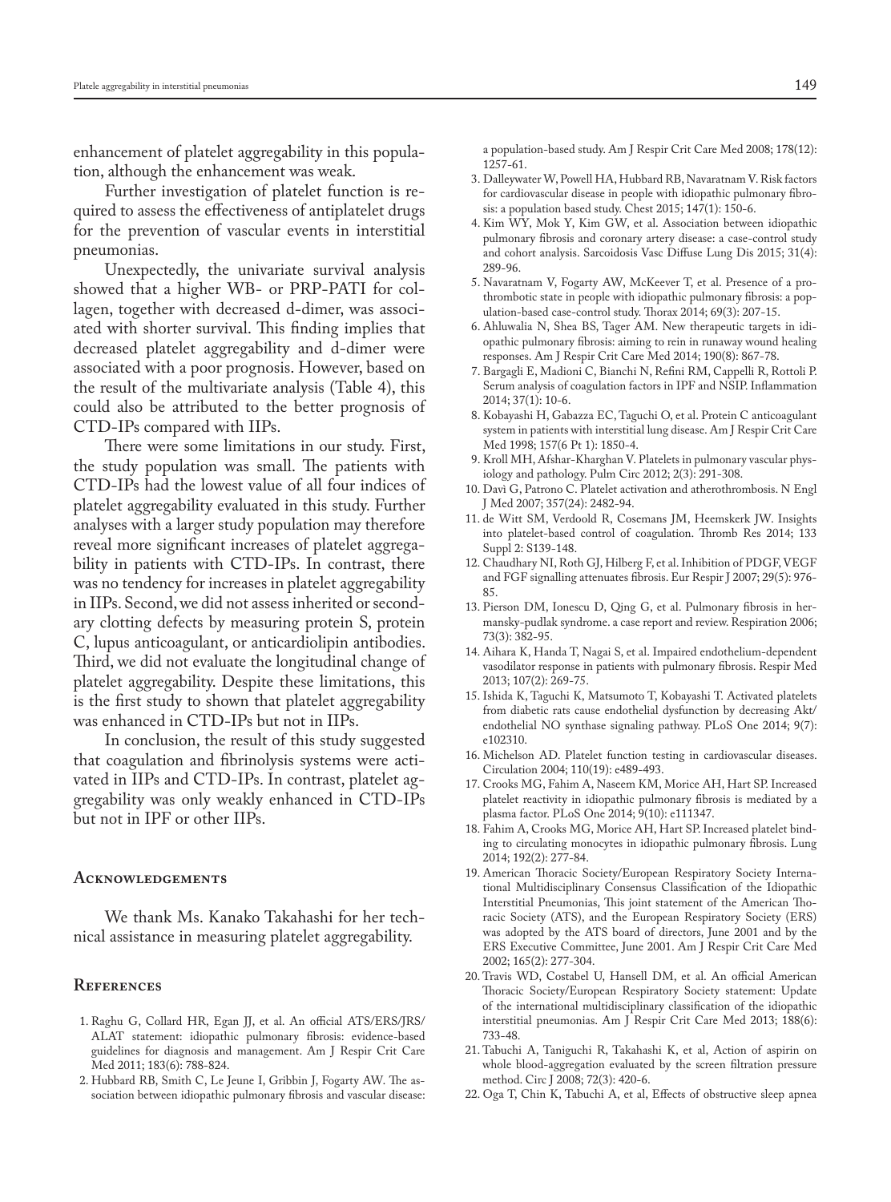enhancement of platelet aggregability in this population, although the enhancement was weak.

Further investigation of platelet function is required to assess the effectiveness of antiplatelet drugs for the prevention of vascular events in interstitial pneumonias.

Unexpectedly, the univariate survival analysis showed that a higher WB- or PRP-PATI for collagen, together with decreased d-dimer, was associated with shorter survival. This finding implies that decreased platelet aggregability and d-dimer were associated with a poor prognosis. However, based on the result of the multivariate analysis (Table 4), this could also be attributed to the better prognosis of CTD-IPs compared with IIPs.

There were some limitations in our study. First, the study population was small. The patients with CTD-IPs had the lowest value of all four indices of platelet aggregability evaluated in this study. Further analyses with a larger study population may therefore reveal more significant increases of platelet aggregability in patients with CTD-IPs. In contrast, there was no tendency for increases in platelet aggregability in IIPs. Second, we did not assess inherited or secondary clotting defects by measuring protein S, protein C, lupus anticoagulant, or anticardiolipin antibodies. Third, we did not evaluate the longitudinal change of platelet aggregability. Despite these limitations, this is the first study to shown that platelet aggregability was enhanced in CTD-IPs but not in IIPs.

In conclusion, the result of this study suggested that coagulation and fibrinolysis systems were activated in IIPs and CTD-IPs. In contrast, platelet aggregability was only weakly enhanced in CTD-IPs but not in IPF or other IIPs.

## Acknowledgements

We thank Ms. Kanako Takahashi for her technical assistance in measuring platelet aggregability.

## References

1. Raghu G, Collard HR, Egan JJ, et al. An official ATS/ERS/JRS/ALAT statement: idiopathic pulmonary fibrosis: evidence-based guidelines for diagnosis and management. Am J Respir Crit Care Med 2011; 183(6): 788-824.
2. Hubbard RB, Smith C, Le Jeune I, Gribbin J, Fogarty AW. The association between idiopathic pulmonary fibrosis and vascular disease: a population-based study. Am J Respir Crit Care Med 2008; 178(12): 1257-61.
3. Dalleywater W, Powell HA, Hubbard RB, Navaratnam V. Risk factors for cardiovascular disease in people with idiopathic pulmonary fibrosis: a population based study. Chest 2015; 147(1): 150-6.
4. Kim WY, Mok Y, Kim GW, et al. Association between idiopathic pulmonary fibrosis and coronary artery disease: a case-control study and cohort analysis. Sarcoidosis Vasc Diffuse Lung Dis 2015; 31(4): 289-96.
5. Navaratnam V, Fogarty AW, McKeever T, et al. Presence of a prothrombotic state in people with idiopathic pulmonary fibrosis: a population-based case-control study. Thorax 2014; 69(3): 207-15.
6. Ahluwalia N, Shea BS, Tager AM. New therapeutic targets in idiopathic pulmonary fibrosis: aiming to rein in runaway wound healing responses. Am J Respir Crit Care Med 2014; 190(8): 867-78.
7. Bargagli E, Madioni C, Bianchi N, Refini RM, Cappelli R, Rottoli P. Serum analysis of coagulation factors in IPF and NSIP. Inflammation 2014; 37(1): 10-6.
8. Kobayashi H, Gabazza EC, Taguchi O, et al. Protein C anticoagulant system in patients with interstitial lung disease. Am J Respir Crit Care Med 1998; 157(6 Pt 1): 1850-4.
9. Kroll MH, Afshar-Kharghan V. Platelets in pulmonary vascular physiology and pathology. Pulm Circ 2012; 2(3): 291-308.
10. Davì G, Patrono C. Platelet activation and atherothrombosis. N Engl J Med 2007; 357(24): 2482-94.
11. de Witt SM, Verdoold R, Cosemans JM, Heemskerk JW. Insights into platelet-based control of coagulation. Thromb Res 2014; 133 Suppl 2: S139-148.
12. Chaudhary NI, Roth GJ, Hilberg F, et al. Inhibition of PDGF, VEGF and FGF signalling attenuates fibrosis. Eur Respir J 2007; 29(5): 976-85.
13. Pierson DM, Ionescu D, Qing G, et al. Pulmonary fibrosis in hermansky-pudlak syndrome. a case report and review. Respiration 2006; 73(3): 382-95.
14. Aihara K, Handa T, Nagai S, et al. Impaired endothelium-dependent vasodilator response in patients with pulmonary fibrosis. Respir Med 2013; 107(2): 269-75.
15. Ishida K, Taguchi K, Matsumoto T, Kobayashi T. Activated platelets from diabetic rats cause endothelial dysfunction by decreasing Akt/endothelial NO synthase signaling pathway. PLoS One 2014; 9(7): e102310.
16. Michelson AD. Platelet function testing in cardiovascular diseases. Circulation 2004; 110(19): e489-493.
17. Crooks MG, Fahim A, Naseem KM, Morice AH, Hart SP. Increased platelet reactivity in idiopathic pulmonary fibrosis is mediated by a plasma factor. PLoS One 2014; 9(10): e111347.
18. Fahim A, Crooks MG, Morice AH, Hart SP. Increased platelet binding to circulating monocytes in idiopathic pulmonary fibrosis. Lung 2014; 192(2): 277-84.
19. American Thoracic Society/European Respiratory Society International Multidisciplinary Consensus Classification of the Idiopathic Interstitial Pneumonias, This joint statement of the American Thoracic Society (ATS), and the European Respiratory Society (ERS) was adopted by the ATS board of directors, June 2001 and by the ERS Executive Committee, June 2001. Am J Respir Crit Care Med 2002; 165(2): 277-304.
20. Travis WD, Costabel U, Hansell DM, et al. An official American Thoracic Society/European Respiratory Society statement: Update of the international multidisciplinary classification of the idiopathic interstitial pneumonias. Am J Respir Crit Care Med 2013; 188(6): 733-48.
21. Tabuchi A, Taniguchi R, Takahashi K, et al, Action of aspirin on whole blood-aggregation evaluated by the screen filtration pressure method. Circ J 2008; 72(3): 420-6.
22. Oga T, Chin K, Tabuchi A, et al, Effects of obstructive sleep apnea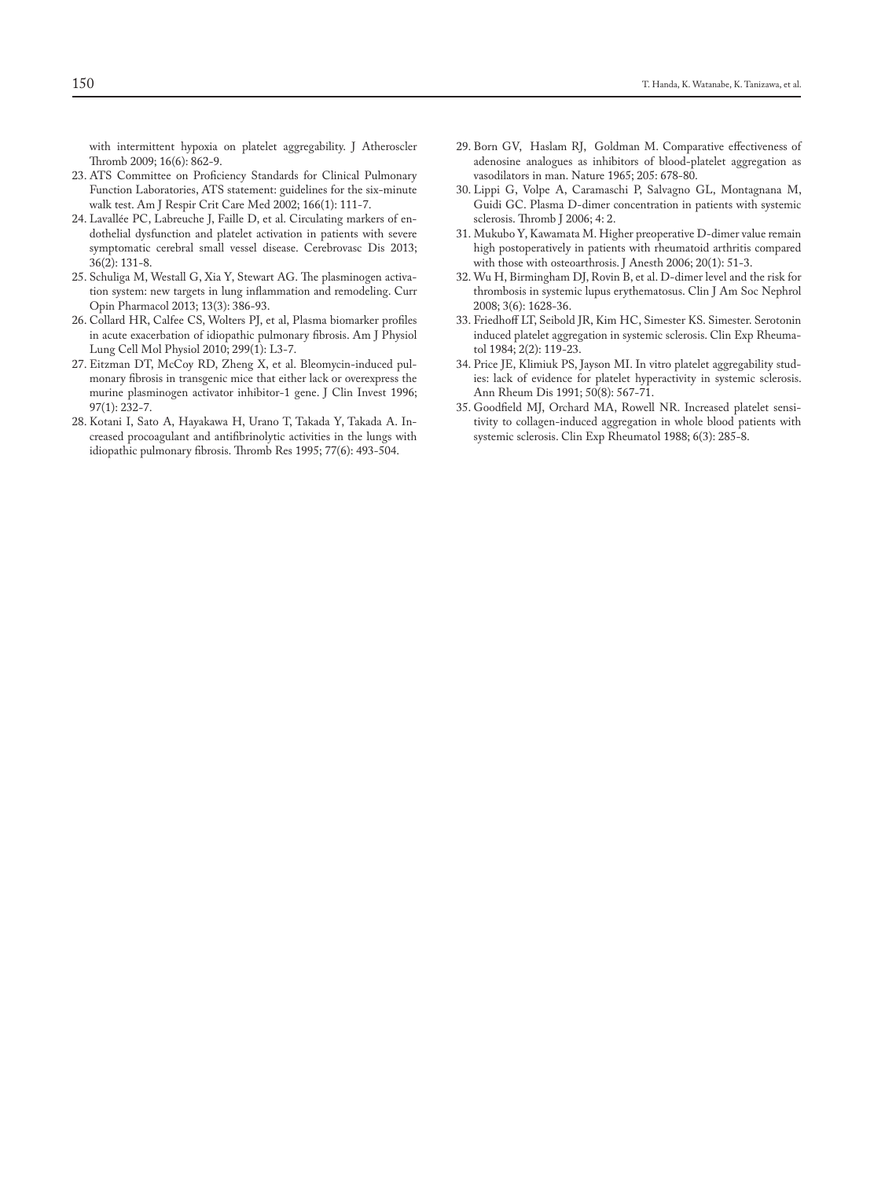with intermittent hypoxia on platelet aggregability. J Atheroscler Thromb 2009; 16(6): 862-9.

23. ATS Committee on Proficiency Standards for Clinical Pulmonary Function Laboratories, ATS statement: guidelines for the six-minute walk test. Am J Respir Crit Care Med 2002; 166(1): 111-7.
24. Lavallée PC, Labreuche J, Faille D, et al. Circulating markers of endothelial dysfunction and platelet activation in patients with severe symptomatic cerebral small vessel disease. Cerebrovasc Dis 2013; 36(2): 131-8.
25. Schuliga M, Westall G, Xia Y, Stewart AG. The plasminogen activation system: new targets in lung inflammation and remodeling. Curr Opin Pharmacol 2013; 13(3): 386-93.
26. Collard HR, Calfee CS, Wolters PJ, et al, Plasma biomarker profiles in acute exacerbation of idiopathic pulmonary fibrosis. Am J Physiol Lung Cell Mol Physiol 2010; 299(1): L3-7.
27. Eitzman DT, McCoy RD, Zheng X, et al. Bleomycin-induced pulmonary fibrosis in transgenic mice that either lack or overexpress the murine plasminogen activator inhibitor-1 gene. J Clin Invest 1996; 97(1): 232-7.
28. Kotani I, Sato A, Hayakawa H, Urano T, Takada Y, Takada A. Increased procoagulant and antifibrinolytic activities in the lungs with idiopathic pulmonary fibrosis. Thromb Res 1995; 77(6): 493-504.
29. Born GV, Haslam RJ, Goldman M. Comparative effectiveness of adenosine analogues as inhibitors of blood-platelet aggregation as vasodilators in man. Nature 1965; 205: 678-80.
30. Lippi G, Volpe A, Caramaschi P, Salvagno GL, Montagnana M, Guidi GC. Plasma D-dimer concentration in patients with systemic sclerosis. Thromb J 2006; 4: 2.
31. Mukubo Y, Kawamata M. Higher preoperative D-dimer value remain high postoperatively in patients with rheumatoid arthritis compared with those with osteoarthrosis. J Anesth 2006; 20(1): 51-3.
32. Wu H, Birmingham DJ, Rovin B, et al. D-dimer level and the risk for thrombosis in systemic lupus erythematosus. Clin J Am Soc Nephrol 2008; 3(6): 1628-36.
33. Friedhoff LT, Seibold JR, Kim HC, Simester KS. Simester. Serotonin induced platelet aggregation in systemic sclerosis. Clin Exp Rheumatol 1984; 2(2): 119-23.
34. Price JE, Klimiuk PS, Jayson MI. In vitro platelet aggregability studies: lack of evidence for platelet hyperactivity in systemic sclerosis. Ann Rheum Dis 1991; 50(8): 567-71.
35. Goodfield MJ, Orchard MA, Rowell NR. Increased platelet sensitivity to collagen-induced aggregation in whole blood patients with systemic sclerosis. Clin Exp Rheumatol 1988; 6(3): 285-8.